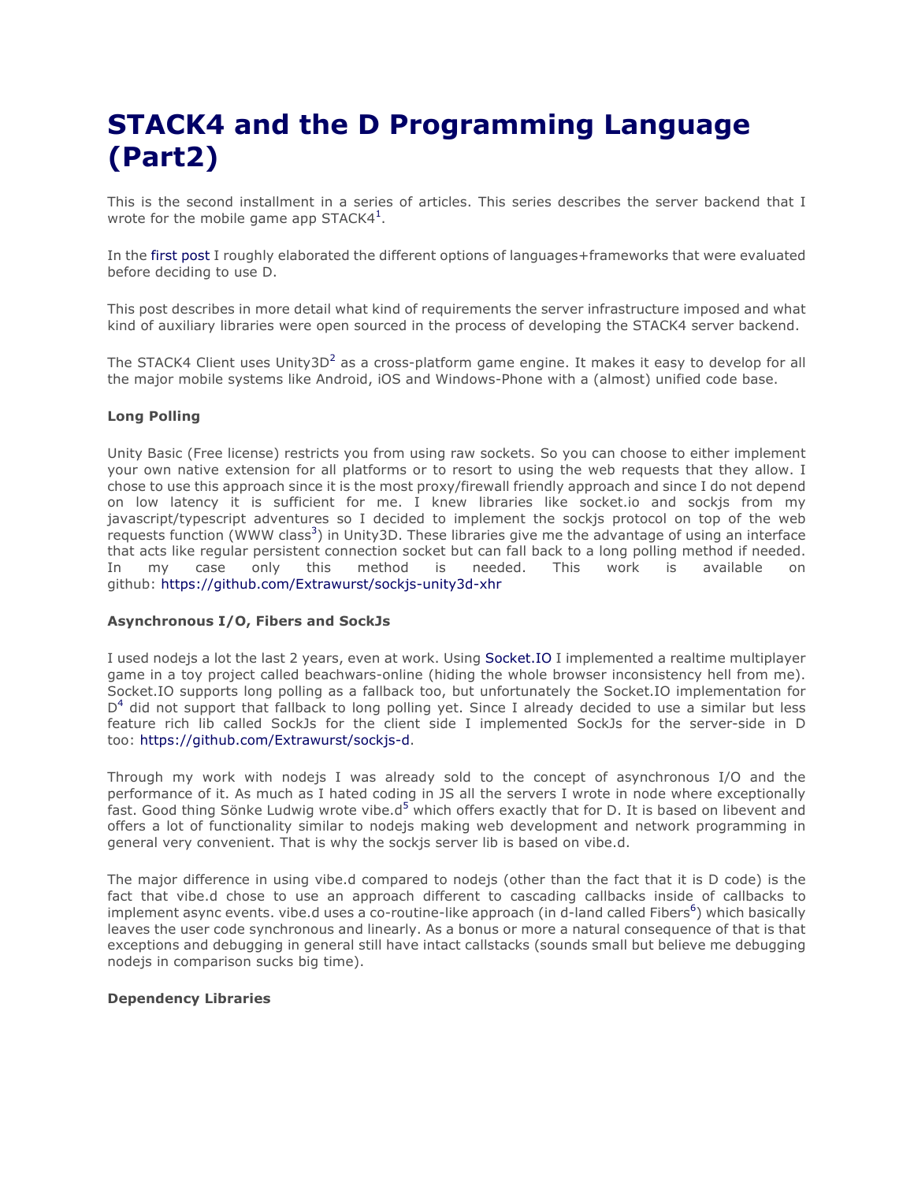# STACK4 and the D Programming Language (Part2)

This is the second installment in a series of articles. This series describes the server backend that I wrote for the mobile game app STACK4[1].

In the first post I roughly elaborated the different options of languages+frameworks that were evaluated before deciding to use D.

This post describes in more detail what kind of requirements the server infrastructure imposed and what kind of auxiliary libraries were open sourced in the process of developing the STACK4 server backend.

The STACK4 Client uses Unity3D[2] as a cross-platform game engine. It makes it easy to develop for all the major mobile systems like Android, iOS and Windows-Phone with a (almost) unified code base.

**Long Polling**

Unity Basic (Free license) restricts you from using raw sockets. So you can choose to either implement your own native extension for all platforms or to resort to using the web requests that they allow. I chose to use this approach since it is the most proxy/firewall friendly approach and since I do not depend on low latency it is sufficient for me. I knew libraries like socket.io and sockjs from my javascript/typescript adventures so I decided to implement the sockjs protocol on top of the web requests function (WWW class[3]) in Unity3D. These libraries give me the advantage of using an interface that acts like regular persistent connection socket but can fall back to a long polling method if needed. In my case only this method is needed. This work is available on github: https://github.com/Extrawurst/sockjs-unity3d-xhr

**Asynchronous I/O, Fibers and SockJs**

I used nodejs a lot the last 2 years, even at work. Using Socket.IO I implemented a realtime multiplayer game in a toy project called beachwars-online (hiding the whole browser inconsistency hell from me). Socket.IO supports long polling as a fallback too, but unfortunately the Socket.IO implementation for D[4] did not support that fallback to long polling yet. Since I already decided to use a similar but less feature rich lib called SockJs for the client side I implemented SockJs for the server-side in D too: https://github.com/Extrawurst/sockjs-d.

Through my work with nodejs I was already sold to the concept of asynchronous I/O and the performance of it. As much as I hated coding in JS all the servers I wrote in node where exceptionally fast. Good thing Sönke Ludwig wrote vibe.d[5] which offers exactly that for D. It is based on libevent and offers a lot of functionality similar to nodejs making web development and network programming in general very convenient. That is why the sockjs server lib is based on vibe.d.

The major difference in using vibe.d compared to nodejs (other than the fact that it is D code) is the fact that vibe.d chose to use an approach different to cascading callbacks inside of callbacks to implement async events. vibe.d uses a co-routine-like approach (in d-land called Fibers[6]) which basically leaves the user code synchronous and linearly. As a bonus or more a natural consequence of that is that exceptions and debugging in general still have intact callstacks (sounds small but believe me debugging nodejs in comparison sucks big time).

**Dependency Libraries**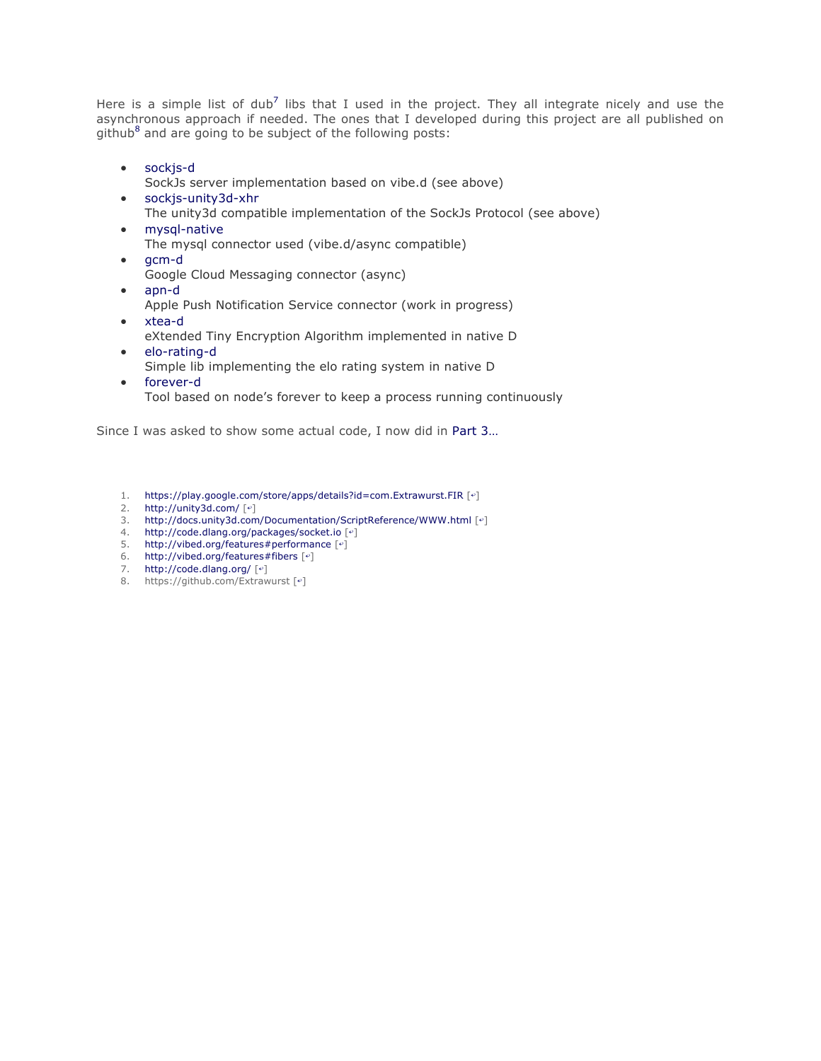Here is a simple list of dub[7] libs that I used in the project. They all integrate nicely and use the asynchronous approach if needed. The ones that I developed during this project are all published on github[8] and are going to be subject of the following posts:

- sockjs-d
  SockJs server implementation based on vibe.d (see above)
- sockjs-unity3d-xhr
  The unity3d compatible implementation of the SockJs Protocol (see above)
- mysql-native
  The mysql connector used (vibe.d/async compatible)
- gcm-d
  Google Cloud Messaging connector (async)
- apn-d
  Apple Push Notification Service connector (work in progress)
- xtea-d
  eXtended Tiny Encryption Algorithm implemented in native D
- elo-rating-d
  Simple lib implementing the elo rating system in native D
- forever-d
  Tool based on node's forever to keep a process running continuously

Since I was asked to show some actual code, I now did in Part 3…

1. https://play.google.com/store/apps/details?id=com.Extrawurst.FIR [↩]
2. http://unity3d.com/ [↩]
3. http://docs.unity3d.com/Documentation/ScriptReference/WWW.html [↩]
4. http://code.dlang.org/packages/socket.io [↩]
5. http://vibed.org/features#performance [↩]
6. http://vibed.org/features#fibers [↩]
7. http://code.dlang.org/ [↩]
8. https://github.com/Extrawurst [↩]